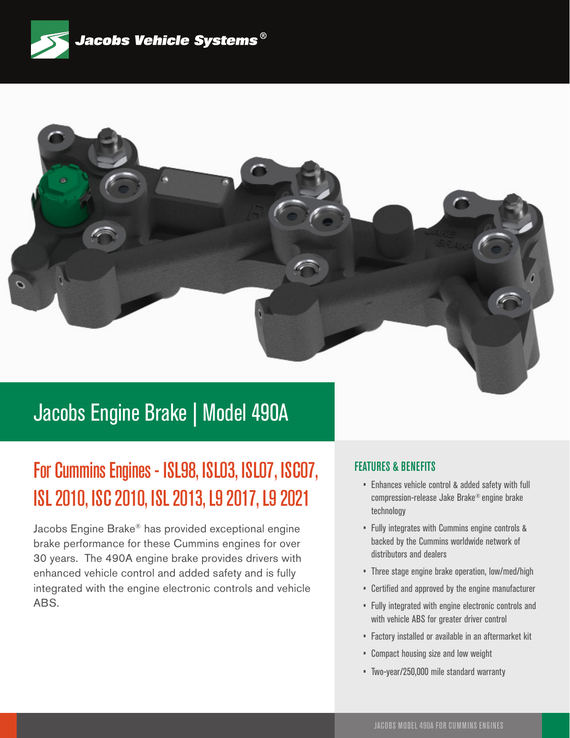Jacobs Vehicle Systems®

# Jacobs Engine Brake | Model 490A

## For Cummins Engines - ISL98, ISL03, ISL07, ISC07, ISL 2010, ISC 2010, ISL 2013, L9 2017, L9 2021

Jacobs Engine Brake® has provided exceptional engine brake performance for these Cummins engines for over 30 years. The 490A engine brake provides drivers with enhanced vehicle control and added safety and is fully integrated with the engine electronic controls and vehicle ABS.

### FEATURES & BENEFITS

- Enhances vehicle control & added safety with full compression-release Jake Brake® engine brake technology
- Fully integrates with Cummins engine controls & backed by the Cummins worldwide network of distributors and dealers
- Three stage engine brake operation, low/med/high
- Certified and approved by the engine manufacturer
- Fully integrated with engine electronic controls and with vehicle ABS for greater driver control
- Factory installed or available in an aftermarket kit
- Compact housing size and low weight
- Two-year/250,000 mile standard warranty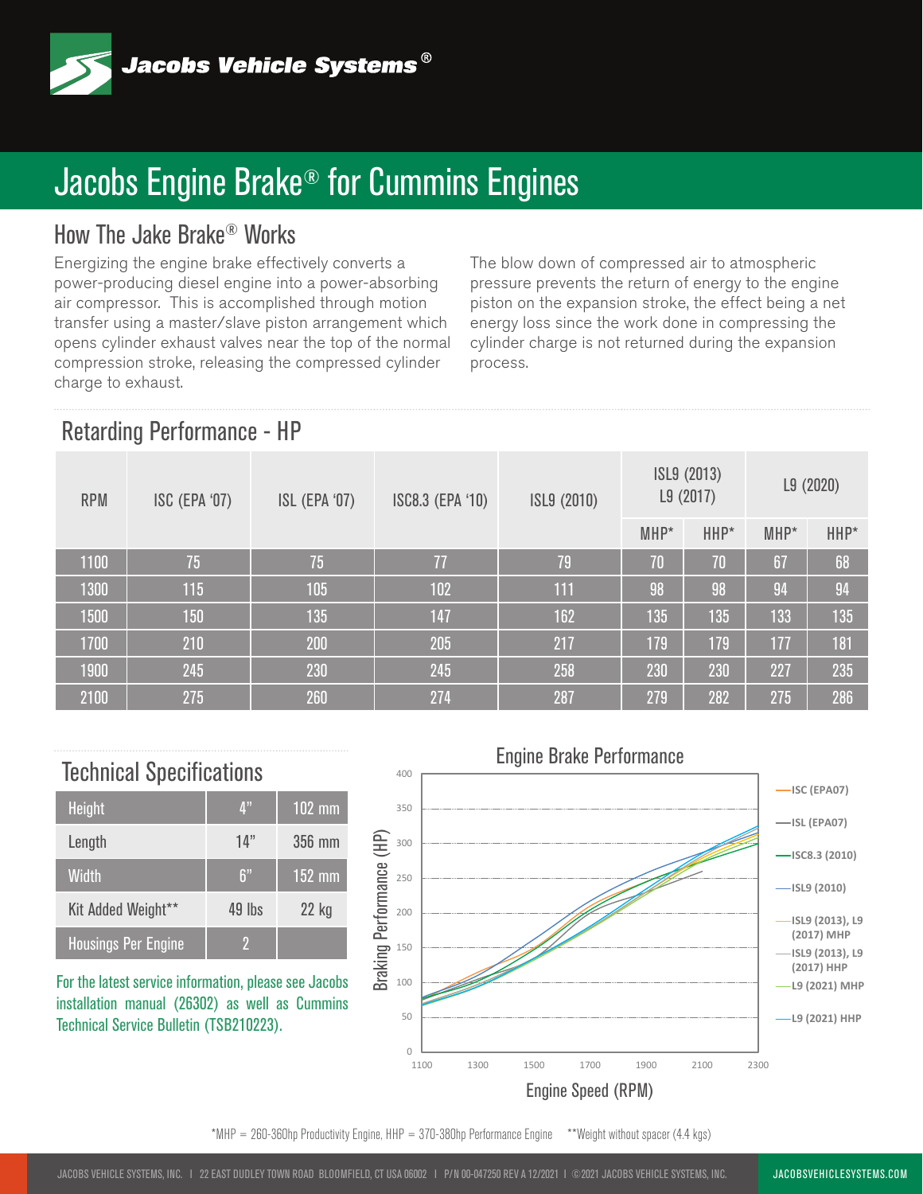# Jacobs Engine Brake® for Cummins Engines

## How The Jake Brake® Works

Energizing the engine brake effectively converts a power-producing diesel engine into a power-absorbing air compressor. This is accomplished through motion transfer using a master/slave piston arrangement which opens cylinder exhaust valves near the top of the normal compression stroke, releasing the compressed cylinder charge to exhaust.

The blow down of compressed air to atmospheric pressure prevents the return of energy to the engine piston on the expansion stroke, the effect being a net energy loss since the work done in compressing the cylinder charge is not returned during the expansion process.

## Retarding Performance - HP

| RPM | ISC (EPA '07) | ISL (EPA '07) | ISC8.3 (EPA '10) | ISL9 (2010) | ISL9 (2013) L9 (2017) | | L9 (2020) | |
|---|---|---|---|---|---|---|---|---|
| | | | | | MHP* | HHP* | MHP* | HHP* |
| 1100 | 75 | 75 | 77 | 79 | 70 | 70 | 67 | 68 |
| 1300 | 115 | 105 | 102 | 111 | 98 | 98 | 94 | 94 |
| 1500 | 150 | 135 | 147 | 162 | 135 | 135 | 133 | 135 |
| 1700 | 210 | 200 | 205 | 217 | 179 | 179 | 177 | 181 |
| 1900 | 245 | 230 | 245 | 258 | 230 | 230 | 227 | 235 |
| 2100 | 275 | 260 | 274 | 287 | 279 | 282 | 275 | 286 |

## Technical Specifications

| | | |
|---|---|---|
| Height | 4" | 102 mm |
| Length | 14" | 356 mm |
| Width | 6" | 152 mm |
| Kit Added Weight** | 49 lbs | 22 kg |
| Housings Per Engine | 2 | |

For the latest service information, please see Jacobs installation manual (26302) as well as Cummins Technical Service Bulletin (TSB210223).

Engine Brake Performance

Braking Performance (HP)

400
350
300
250
200
150
100
50
0

1100 1300 1500 1700 1900 2100 2300

Engine Speed (RPM)

ISC (EPA07)
ISL (EPA07)
ISC8.3 (2010)
ISL9 (2010)
ISL9 (2013), L9 (2017) MHP
ISL9 (2013), L9 (2017) HHP
L9 (2021) MHP
L9 (2021) HHP

*MHP = 260-360hp Productivity Engine, HHP = 370-380hp Performance Engine **Weight without spacer (4.4 kgs)

JACOBS VEHICLE SYSTEMS, INC. | 22 EAST DUDLEY TOWN ROAD BLOOMFIELD, CT USA 06002 | P/N 00-047250 REV A 12/2021 | ©2021 JACOBS VEHICLE SYSTEMS, INC. JACOBSVEHICLESYSTEMS.COM